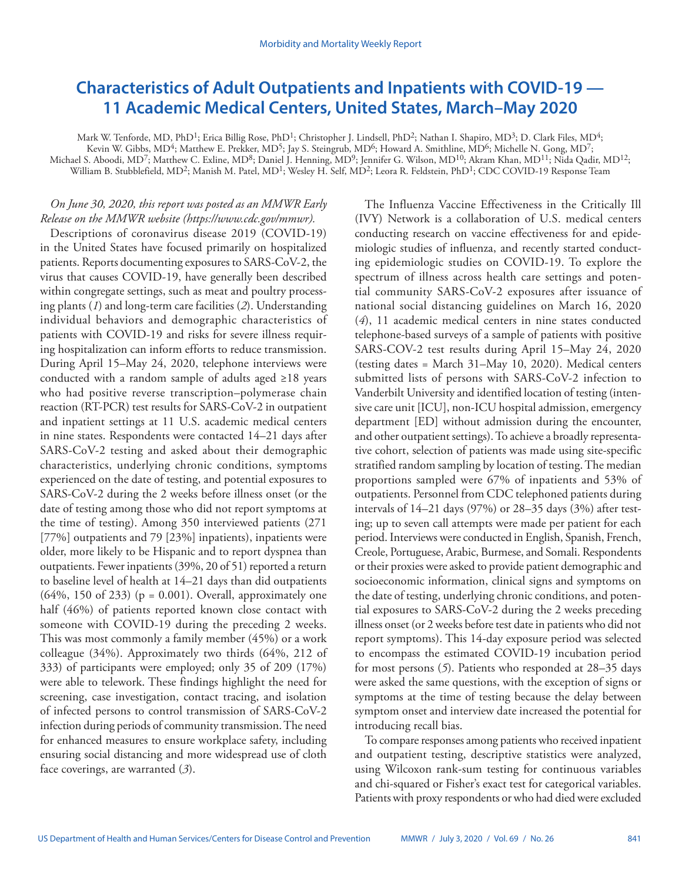# Characteristics of Adult Outpatients and Inpatients with COVID-19 — 11 Academic Medical Centers, United States, March–May 2020

Mark W. Tenforde, MD, PhD[1]; Erica Billig Rose, PhD[1]; Christopher J. Lindsell, PhD[2]; Nathan I. Shapiro, MD[3]; D. Clark Files, MD[4]; Kevin W. Gibbs, MD[4]; Matthew E. Prekker, MD[5]; Jay S. Steingrub, MD[6]; Howard A. Smithline, MD[6]; Michelle N. Gong, MD[7]; Michael S. Aboodi, MD[7]; Matthew C. Exline, MD[8]; Daniel J. Henning, MD[9]; Jennifer G. Wilson, MD[10]; Akram Khan, MD[11]; Nida Qadir, MD[12]; William B. Stubblefield, MD[2]; Manish M. Patel, MD[1]; Wesley H. Self, MD[2]; Leora R. Feldstein, PhD[1]; CDC COVID-19 Response Team

*On June 30, 2020, this report was posted as an MMWR Early Release on the MMWR website (https://www.cdc.gov/mmwr).*

Descriptions of coronavirus disease 2019 (COVID-19) in the United States have focused primarily on hospitalized patients. Reports documenting exposures to SARS-CoV-2, the virus that causes COVID-19, have generally been described within congregate settings, such as meat and poultry processing plants (*1*) and long-term care facilities (*2*). Understanding individual behaviors and demographic characteristics of patients with COVID-19 and risks for severe illness requiring hospitalization can inform efforts to reduce transmission. During April 15–May 24, 2020, telephone interviews were conducted with a random sample of adults aged ≥18 years who had positive reverse transcription–polymerase chain reaction (RT-PCR) test results for SARS-CoV-2 in outpatient and inpatient settings at 11 U.S. academic medical centers in nine states. Respondents were contacted 14–21 days after SARS-CoV-2 testing and asked about their demographic characteristics, underlying chronic conditions, symptoms experienced on the date of testing, and potential exposures to SARS-CoV-2 during the 2 weeks before illness onset (or the date of testing among those who did not report symptoms at the time of testing). Among 350 interviewed patients (271 [77%] outpatients and 79 [23%] inpatients), inpatients were older, more likely to be Hispanic and to report dyspnea than outpatients. Fewer inpatients (39%, 20 of 51) reported a return to baseline level of health at 14–21 days than did outpatients (64%, 150 of 233) (p = 0.001). Overall, approximately one half (46%) of patients reported known close contact with someone with COVID-19 during the preceding 2 weeks. This was most commonly a family member (45%) or a work colleague (34%). Approximately two thirds (64%, 212 of 333) of participants were employed; only 35 of 209 (17%) were able to telework. These findings highlight the need for screening, case investigation, contact tracing, and isolation of infected persons to control transmission of SARS-CoV-2 infection during periods of community transmission. The need for enhanced measures to ensure workplace safety, including ensuring social distancing and more widespread use of cloth face coverings, are warranted (*3*).

The Influenza Vaccine Effectiveness in the Critically Ill (IVY) Network is a collaboration of U.S. medical centers conducting research on vaccine effectiveness for and epidemiologic studies of influenza, and recently started conducting epidemiologic studies on COVID-19. To explore the spectrum of illness across health care settings and potential community SARS-CoV-2 exposures after issuance of national social distancing guidelines on March 16, 2020 (*4*), 11 academic medical centers in nine states conducted telephone-based surveys of a sample of patients with positive SARS-COV-2 test results during April 15–May 24, 2020 (testing dates = March 31–May 10, 2020). Medical centers submitted lists of persons with SARS-CoV-2 infection to Vanderbilt University and identified location of testing (intensive care unit [ICU], non-ICU hospital admission, emergency department [ED] without admission during the encounter, and other outpatient settings). To achieve a broadly representative cohort, selection of patients was made using site-specific stratified random sampling by location of testing. The median proportions sampled were 67% of inpatients and 53% of outpatients. Personnel from CDC telephoned patients during intervals of 14–21 days (97%) or 28–35 days (3%) after testing; up to seven call attempts were made per patient for each period. Interviews were conducted in English, Spanish, French, Creole, Portuguese, Arabic, Burmese, and Somali. Respondents or their proxies were asked to provide patient demographic and socioeconomic information, clinical signs and symptoms on the date of testing, underlying chronic conditions, and potential exposures to SARS-CoV-2 during the 2 weeks preceding illness onset (or 2 weeks before test date in patients who did not report symptoms). This 14-day exposure period was selected to encompass the estimated COVID-19 incubation period for most persons (*5*). Patients who responded at 28–35 days were asked the same questions, with the exception of signs or symptoms at the time of testing because the delay between symptom onset and interview date increased the potential for introducing recall bias.

To compare responses among patients who received inpatient and outpatient testing, descriptive statistics were analyzed, using Wilcoxon rank-sum testing for continuous variables and chi-squared or Fisher's exact test for categorical variables. Patients with proxy respondents or who had died were excluded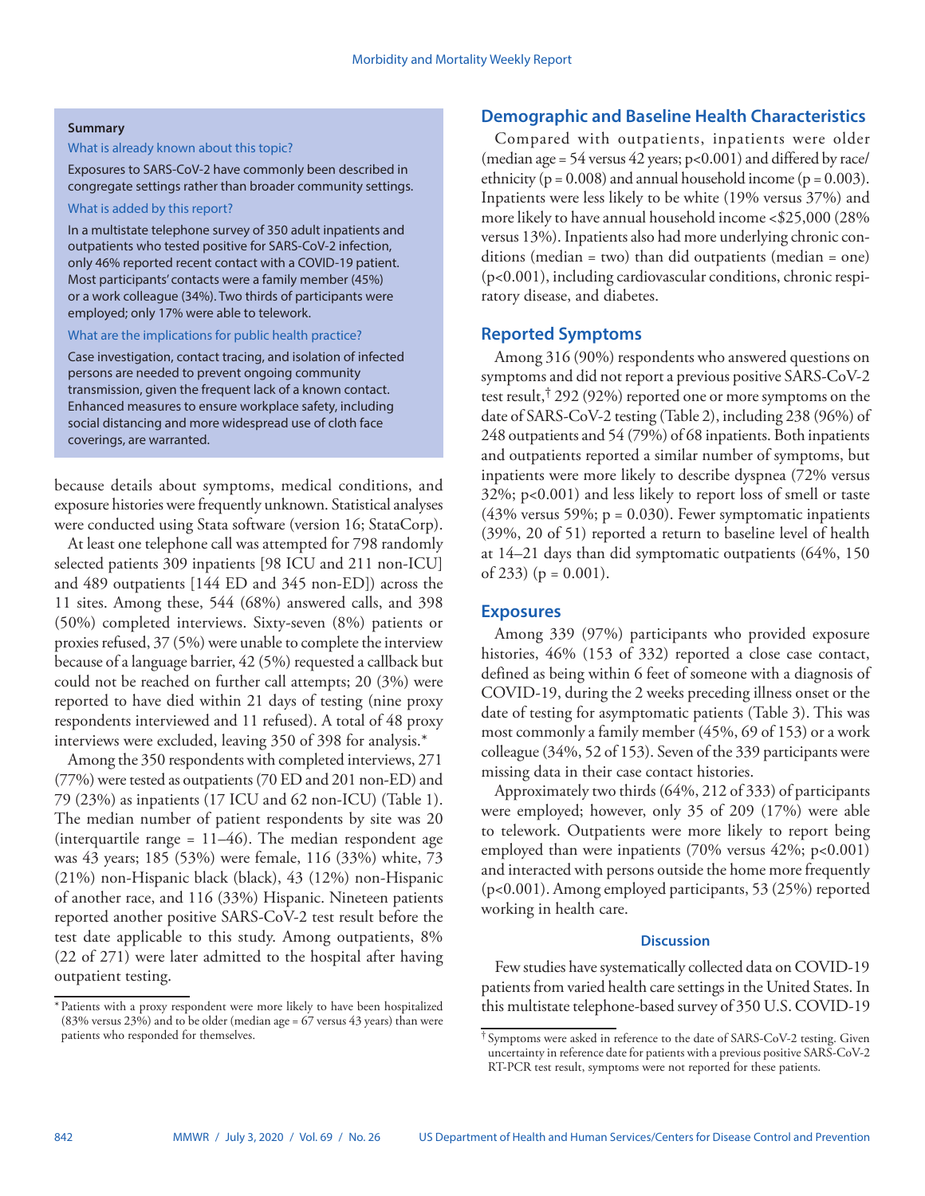**Summary**

What is already known about this topic?

Exposures to SARS-CoV-2 have commonly been described in congregate settings rather than broader community settings.

What is added by this report?

In a multistate telephone survey of 350 adult inpatients and outpatients who tested positive for SARS-CoV-2 infection, only 46% reported recent contact with a COVID-19 patient. Most participants' contacts were a family member (45%) or a work colleague (34%). Two thirds of participants were employed; only 17% were able to telework.

What are the implications for public health practice?

Case investigation, contact tracing, and isolation of infected persons are needed to prevent ongoing community transmission, given the frequent lack of a known contact. Enhanced measures to ensure workplace safety, including social distancing and more widespread use of cloth face coverings, are warranted.

because details about symptoms, medical conditions, and exposure histories were frequently unknown. Statistical analyses were conducted using Stata software (version 16; StataCorp).

At least one telephone call was attempted for 798 randomly selected patients 309 inpatients [98 ICU and 211 non-ICU] and 489 outpatients [144 ED and 345 non-ED]) across the 11 sites. Among these, 544 (68%) answered calls, and 398 (50%) completed interviews. Sixty-seven (8%) patients or proxies refused, 37 (5%) were unable to complete the interview because of a language barrier, 42 (5%) requested a callback but could not be reached on further call attempts; 20 (3%) were reported to have died within 21 days of testing (nine proxy respondents interviewed and 11 refused). A total of 48 proxy interviews were excluded, leaving 350 of 398 for analysis.*

Among the 350 respondents with completed interviews, 271 (77%) were tested as outpatients (70 ED and 201 non-ED) and 79 (23%) as inpatients (17 ICU and 62 non-ICU) (Table 1). The median number of patient respondents by site was 20 (interquartile range = 11–46). The median respondent age was 43 years; 185 (53%) were female, 116 (33%) white, 73 (21%) non-Hispanic black (black), 43 (12%) non-Hispanic of another race, and 116 (33%) Hispanic. Nineteen patients reported another positive SARS-CoV-2 test result before the test date applicable to this study. Among outpatients, 8% (22 of 271) were later admitted to the hospital after having outpatient testing.

## Demographic and Baseline Health Characteristics

Compared with outpatients, inpatients were older (median age = 54 versus 42 years; $p<0.001$) and differed by race/ethnicity ($p = 0.008$) and annual household income ($p = 0.003$). Inpatients were less likely to be white (19% versus 37%) and more likely to have annual household income <$25,000 (28% versus 13%). Inpatients also had more underlying chronic conditions (median = two) than did outpatients (median = one) ($p<0.001$), including cardiovascular conditions, chronic respiratory disease, and diabetes.

## Reported Symptoms

Among 316 (90%) respondents who answered questions on symptoms and did not report a previous positive SARS-CoV-2 test result,† 292 (92%) reported one or more symptoms on the date of SARS-CoV-2 testing (Table 2), including 238 (96%) of 248 outpatients and 54 (79%) of 68 inpatients. Both inpatients and outpatients reported a similar number of symptoms, but inpatients were more likely to describe dyspnea (72% versus 32%; $p<0.001$) and less likely to report loss of smell or taste (43% versus 59%; $p = 0.030$). Fewer symptomatic inpatients (39%, 20 of 51) reported a return to baseline level of health at 14–21 days than did symptomatic outpatients (64%, 150 of 233) ($p = 0.001$).

## Exposures

Among 339 (97%) participants who provided exposure histories, 46% (153 of 332) reported a close case contact, defined as being within 6 feet of someone with a diagnosis of COVID-19, during the 2 weeks preceding illness onset or the date of testing for asymptomatic patients (Table 3). This was most commonly a family member (45%, 69 of 153) or a work colleague (34%, 52 of 153). Seven of the 339 participants were missing data in their case contact histories.

Approximately two thirds (64%, 212 of 333) of participants were employed; however, only 35 of 209 (17%) were able to telework. Outpatients were more likely to report being employed than were inpatients (70% versus 42%; $p<0.001$) and interacted with persons outside the home more frequently ($p<0.001$). Among employed participants, 53 (25%) reported working in health care.

## Discussion

Few studies have systematically collected data on COVID-19 patients from varied health care settings in the United States. In this multistate telephone-based survey of 350 U.S. COVID-19

\* Patients with a proxy respondent were more likely to have been hospitalized (83% versus 23%) and to be older (median age = 67 versus 43 years) than were patients who responded for themselves.

† Symptoms were asked in reference to the date of SARS-CoV-2 testing. Given uncertainty in reference date for patients with a previous positive SARS-CoV-2 RT-PCR test result, symptoms were not reported for these patients.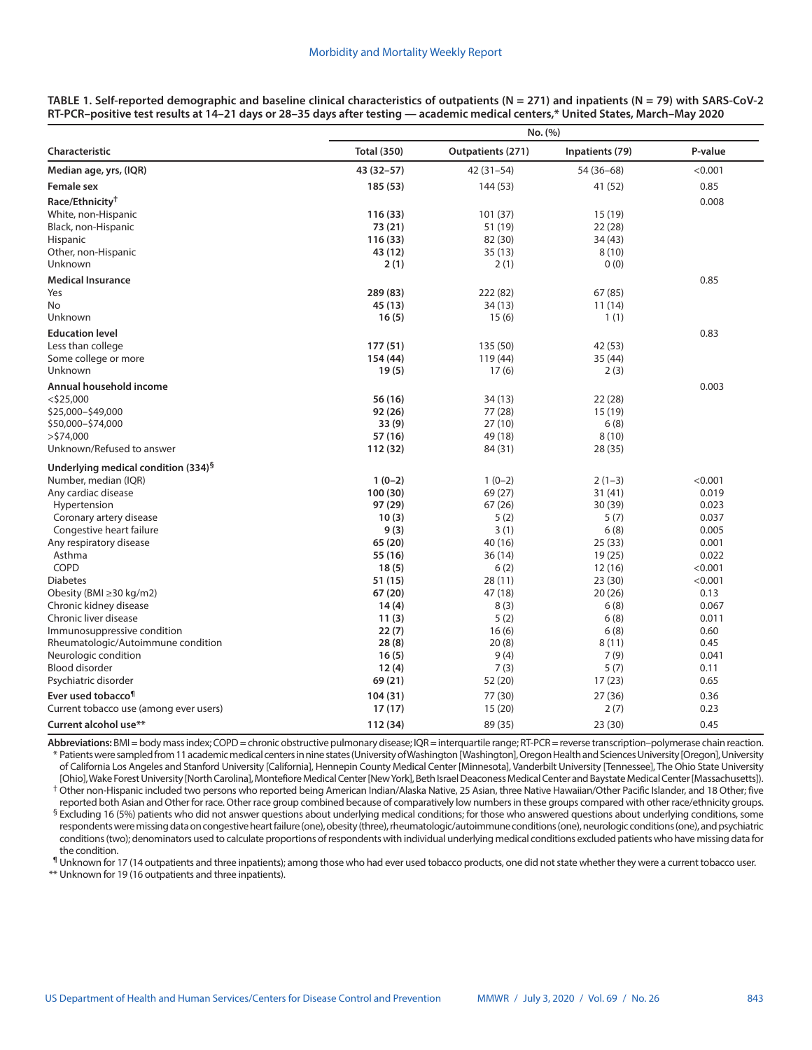**TABLE 1. Self-reported demographic and baseline clinical characteristics of outpatients (N = 271) and inpatients (N = 79) with SARS-CoV-2 RT-PCR–positive test results at 14–21 days or 28–35 days after testing — academic medical centers,* United States, March–May 2020**

| Characteristic | No. (%) | | | |
|---|---|---|---|---|
| | **Total (350)** | **Outpatients (271)** | **Inpatients (79)** | **P-value** |
| **Median age, yrs, (IQR)** | **43 (32–57)** | 42 (31–54) | 54 (36–68) | <0.001 |
| **Female sex** | **185 (53)** | 144 (53) | 41 (52) | 0.85 |
| **Race/Ethnicity[†]** | | | | 0.008 |
| White, non-Hispanic | **116 (33)** | 101 (37) | 15 (19) | |
| Black, non-Hispanic | **73 (21)** | 51 (19) | 22 (28) | |
| Hispanic | **116 (33)** | 82 (30) | 34 (43) | |
| Other, non-Hispanic | **43 (12)** | 35 (13) | 8 (10) | |
| Unknown | **2 (1)** | 2 (1) | 0 (0) | |
| **Medical Insurance** | | | | 0.85 |
| Yes | **289 (83)** | 222 (82) | 67 (85) | |
| No | **45 (13)** | 34 (13) | 11 (14) | |
| Unknown | **16 (5)** | 15 (6) | 1 (1) | |
| **Education level** | | | | 0.83 |
| Less than college | **177 (51)** | 135 (50) | 42 (53) | |
| Some college or more | **154 (44)** | 119 (44) | 35 (44) | |
| Unknown | **19 (5)** | 17 (6) | 2 (3) | |
| **Annual household income** | | | | 0.003 |
| <$25,000 | **56 (16)** | 34 (13) | 22 (28) | |
| $25,000–$49,000 | **92 (26)** | 77 (28) | 15 (19) | |
| $50,000–$74,000 | **33 (9)** | 27 (10) | 6 (8) | |
| >$74,000 | **57 (16)** | 49 (18) | 8 (10) | |
| Unknown/Refused to answer | **112 (32)** | 84 (31) | 28 (35) | |
| **Underlying medical condition (334)[§]** | | | | |
| Number, median (IQR) | **1 (0–2)** | 1 (0–2) | 2 (1–3) | <0.001 |
| Any cardiac disease | **100 (30)** | 69 (27) | 31 (41) | 0.019 |
| Hypertension | **97 (29)** | 67 (26) | 30 (39) | 0.023 |
| Coronary artery disease | **10 (3)** | 5 (2) | 5 (7) | 0.037 |
| Congestive heart failure | **9 (3)** | 3 (1) | 6 (8) | 0.005 |
| Any respiratory disease | **65 (20)** | 40 (16) | 25 (33) | 0.001 |
| Asthma | **55 (16)** | 36 (14) | 19 (25) | 0.022 |
| COPD | **18 (5)** | 6 (2) | 12 (16) | <0.001 |
| Diabetes | **51 (15)** | 28 (11) | 23 (30) | <0.001 |
| Obesity (BMI ≥30 kg/m2) | **67 (20)** | 47 (18) | 20 (26) | 0.13 |
| Chronic kidney disease | **14 (4)** | 8 (3) | 6 (8) | 0.067 |
| Chronic liver disease | **11 (3)** | 5 (2) | 6 (8) | 0.011 |
| Immunosuppressive condition | **22 (7)** | 16 (6) | 6 (8) | 0.60 |
| Rheumatologic/Autoimmune condition | **28 (8)** | 20 (8) | 8 (11) | 0.45 |
| Neurologic condition | **16 (5)** | 9 (4) | 7 (9) | 0.041 |
| Blood disorder | **12 (4)** | 7 (3) | 5 (7) | 0.11 |
| Psychiatric disorder | **69 (21)** | 52 (20) | 17 (23) | 0.65 |
| **Ever used tobacco[¶]** | **104 (31)** | 77 (30) | 27 (36) | 0.36 |
| Current tobacco use (among ever users) | **17 (17)** | 15 (20) | 2 (7) | 0.23 |
| **Current alcohol use**** | **112 (34)** | 89 (35) | 23 (30) | 0.45 |

**Abbreviations:** BMI = body mass index; COPD = chronic obstructive pulmonary disease; IQR = interquartile range; RT-PCR = reverse transcription–polymerase chain reaction.

\* Patients were sampled from 11 academic medical centers in nine states (University of Washington [Washington], Oregon Health and Sciences University [Oregon], University of California Los Angeles and Stanford University [California], Hennepin County Medical Center [Minnesota], Vanderbilt University [Tennessee], The Ohio State University [Ohio], Wake Forest University [North Carolina], Montefiore Medical Center [New York], Beth Israel Deaconess Medical Center and Baystate Medical Center [Massachusetts]).

† Other non-Hispanic included two persons who reported being American Indian/Alaska Native, 25 Asian, three Native Hawaiian/Other Pacific Islander, and 18 Other; five reported both Asian and Other for race. Other race group combined because of comparatively low numbers in these groups compared with other race/ethnicity groups.

§ Excluding 16 (5%) patients who did not answer questions about underlying medical conditions; for those who answered questions about underlying conditions, some respondents were missing data on congestive heart failure (one), obesity (three), rheumatologic/autoimmune conditions (one), neurologic conditions (one), and psychiatric conditions (two); denominators used to calculate proportions of respondents with individual underlying medical conditions excluded patients who have missing data for the condition.

¶ Unknown for 17 (14 outpatients and three inpatients); among those who had ever used tobacco products, one did not state whether they were a current tobacco user.

** Unknown for 19 (16 outpatients and three inpatients).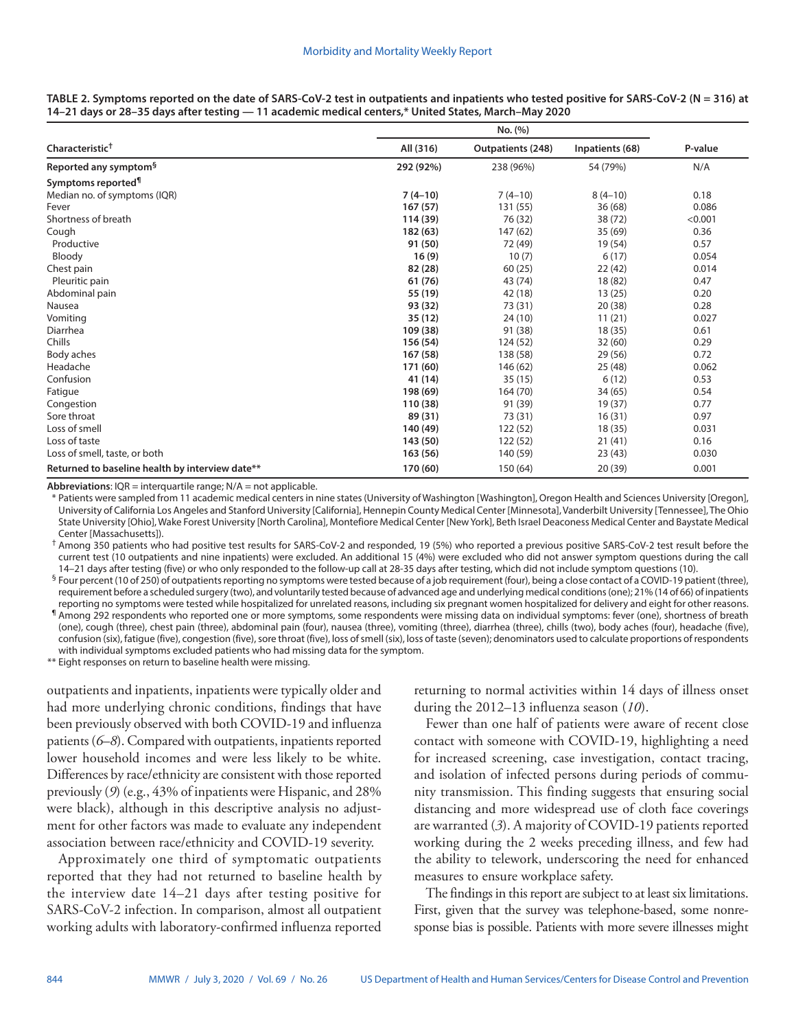**TABLE 2. Symptoms reported on the date of SARS-CoV-2 test in outpatients and inpatients who tested positive for SARS-CoV-2 (N = 316) at 14–21 days or 28–35 days after testing — 11 academic medical centers,* United States, March–May 2020**

| Characteristic† | No. (%) | | | P-value |
|---|---|---|---|---|
| | All (316) | Outpatients (248) | Inpatients (68) | |
| **Reported any symptom§** | **292 (92%)** | 238 (96%) | 54 (79%) | N/A |
| **Symptoms reported¶** | | | | |
| Median no. of symptoms (IQR) | **7 (4–10)** | 7 (4–10) | 8 (4–10) | 0.18 |
| Fever | **167 (57)** | 131 (55) | 36 (68) | 0.086 |
| Shortness of breath | **114 (39)** | 76 (32) | 38 (72) | <0.001 |
| Cough | **182 (63)** | 147 (62) | 35 (69) | 0.36 |
| Productive | **91 (50)** | 72 (49) | 19 (54) | 0.57 |
| Bloody | **16 (9)** | 10 (7) | 6 (17) | 0.054 |
| Chest pain | **82 (28)** | 60 (25) | 22 (42) | 0.014 |
| Pleuritic pain | **61 (76)** | 43 (74) | 18 (82) | 0.47 |
| Abdominal pain | **55 (19)** | 42 (18) | 13 (25) | 0.20 |
| Nausea | **93 (32)** | 73 (31) | 20 (38) | 0.28 |
| Vomiting | **35 (12)** | 24 (10) | 11 (21) | 0.027 |
| Diarrhea | **109 (38)** | 91 (38) | 18 (35) | 0.61 |
| Chills | **156 (54)** | 124 (52) | 32 (60) | 0.29 |
| Body aches | **167 (58)** | 138 (58) | 29 (56) | 0.72 |
| Headache | **171 (60)** | 146 (62) | 25 (48) | 0.062 |
| Confusion | **41 (14)** | 35 (15) | 6 (12) | 0.53 |
| Fatigue | **198 (69)** | 164 (70) | 34 (65) | 0.54 |
| Congestion | **110 (38)** | 91 (39) | 19 (37) | 0.77 |
| Sore throat | **89 (31)** | 73 (31) | 16 (31) | 0.97 |
| Loss of smell | **140 (49)** | 122 (52) | 18 (35) | 0.031 |
| Loss of taste | **143 (50)** | 122 (52) | 21 (41) | 0.16 |
| Loss of smell, taste, or both | **163 (56)** | 140 (59) | 23 (43) | 0.030 |
| **Returned to baseline health by interview date**** | **170 (60)** | 150 (64) | 20 (39) | 0.001 |

**Abbreviations**: IQR = interquartile range; N/A = not applicable.

\* Patients were sampled from 11 academic medical centers in nine states (University of Washington [Washington], Oregon Health and Sciences University [Oregon], University of California Los Angeles and Stanford University [California], Hennepin County Medical Center [Minnesota], Vanderbilt University [Tennessee], The Ohio State University [Ohio], Wake Forest University [North Carolina], Montefiore Medical Center [New York], Beth Israel Deaconess Medical Center and Baystate Medical Center [Massachusetts]).

† Among 350 patients who had positive test results for SARS-CoV-2 and responded, 19 (5%) who reported a previous positive SARS-CoV-2 test result before the current test (10 outpatients and nine inpatients) were excluded. An additional 15 (4%) were excluded who did not answer symptom questions during the call 14–21 days after testing (five) or who only responded to the follow-up call at 28-35 days after testing, which did not include symptom questions (10).

§ Four percent (10 of 250) of outpatients reporting no symptoms were tested because of a job requirement (four), being a close contact of a COVID-19 patient (three), requirement before a scheduled surgery (two), and voluntarily tested because of advanced age and underlying medical conditions (one); 21% (14 of 66) of inpatients reporting no symptoms were tested while hospitalized for unrelated reasons, including six pregnant women hospitalized for delivery and eight for other reasons.

¶ Among 292 respondents who reported one or more symptoms, some respondents were missing data on individual symptoms: fever (one), shortness of breath (one), cough (three), chest pain (three), abdominal pain (four), nausea (three), vomiting (three), diarrhea (three), chills (two), body aches (four), headache (five), confusion (six), fatigue (five), congestion (five), sore throat (five), loss of smell (six), loss of taste (seven); denominators used to calculate proportions of respondents with individual symptoms excluded patients who had missing data for the symptom.

** Eight responses on return to baseline health were missing.

outpatients and inpatients, inpatients were typically older and had more underlying chronic conditions, findings that have been previously observed with both COVID-19 and influenza patients (*6*–*8*). Compared with outpatients, inpatients reported lower household incomes and were less likely to be white. Differences by race/ethnicity are consistent with those reported previously (*9*) (e.g., 43% of inpatients were Hispanic, and 28% were black), although in this descriptive analysis no adjustment for other factors was made to evaluate any independent association between race/ethnicity and COVID-19 severity.

Approximately one third of symptomatic outpatients reported that they had not returned to baseline health by the interview date 14–21 days after testing positive for SARS-CoV-2 infection. In comparison, almost all outpatient working adults with laboratory-confirmed influenza reported returning to normal activities within 14 days of illness onset during the 2012–13 influenza season (*10*).

Fewer than one half of patients were aware of recent close contact with someone with COVID-19, highlighting a need for increased screening, case investigation, contact tracing, and isolation of infected persons during periods of community transmission. This finding suggests that ensuring social distancing and more widespread use of cloth face coverings are warranted (*3*). A majority of COVID-19 patients reported working during the 2 weeks preceding illness, and few had the ability to telework, underscoring the need for enhanced measures to ensure workplace safety.

The findings in this report are subject to at least six limitations. First, given that the survey was telephone-based, some nonresponse bias is possible. Patients with more severe illnesses might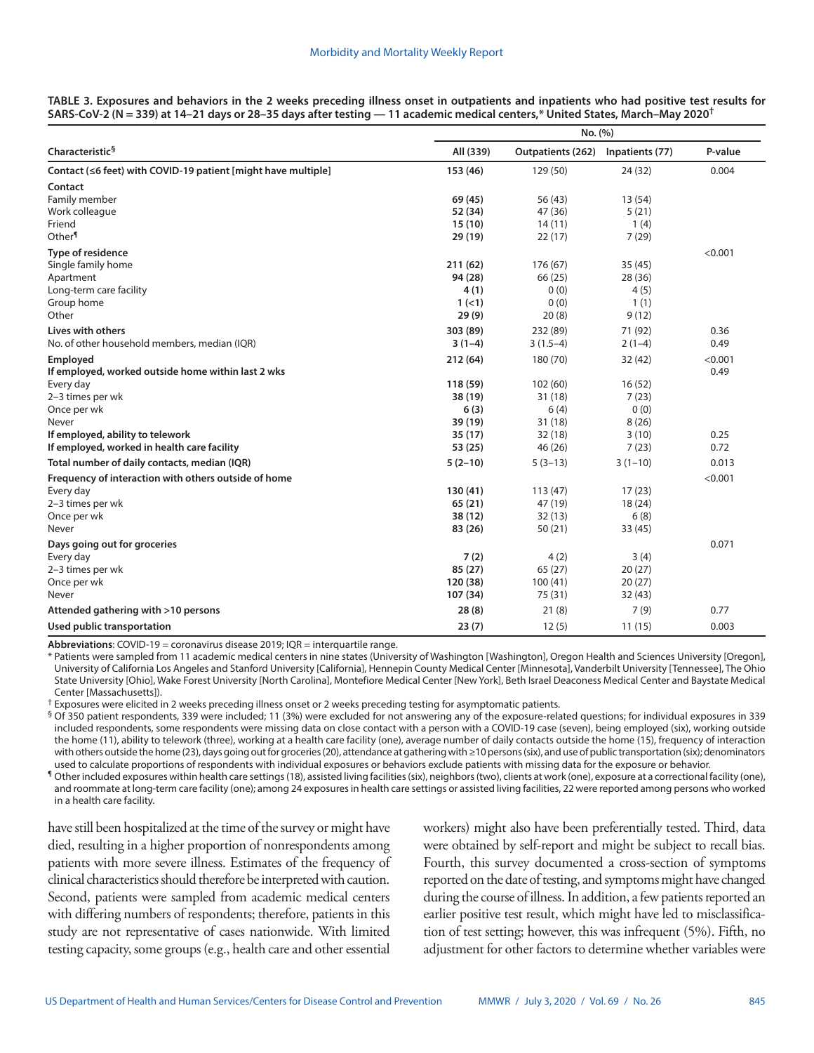**TABLE 3. Exposures and behaviors in the 2 weeks preceding illness onset in outpatients and inpatients who had positive test results for SARS-CoV-2 (N = 339) at 14–21 days or 28–35 days after testing — 11 academic medical centers,* United States, March–May 2020†**

| Characteristic§ | No. (%) | | | |
|---|---|---|---|---|
| | All (339) | Outpatients (262) | Inpatients (77) | P-value |
| **Contact (≤6 feet) with COVID-19 patient [might have multiple]** | **153 (46)** | 129 (50) | 24 (32) | 0.004 |
| **Contact** | | | | |
| Family member | **69 (45)** | 56 (43) | 13 (54) | |
| Work colleague | **52 (34)** | 47 (36) | 5 (21) | |
| Friend | **15 (10)** | 14 (11) | 1 (4) | |
| Other¶ | **29 (19)** | 22 (17) | 7 (29) | |
| **Type of residence** | | | | <0.001 |
| Single family home | **211 (62)** | 176 (67) | 35 (45) | |
| Apartment | **94 (28)** | 66 (25) | 28 (36) | |
| Long-term care facility | **4 (1)** | 0 (0) | 4 (5) | |
| Group home | **1 (<1)** | 0 (0) | 1 (1) | |
| Other | **29 (9)** | 20 (8) | 9 (12) | |
| **Lives with others** | **303 (89)** | 232 (89) | 71 (92) | 0.36 |
| No. of other household members, median (IQR) | **3 (1–4)** | 3 (1.5–4) | 2 (1–4) | 0.49 |
| **Employed** | **212 (64)** | 180 (70) | 32 (42) | <0.001 |
| **If employed, worked outside home within last 2 wks** | | | | 0.49 |
| Every day | **118 (59)** | 102 (60) | 16 (52) | |
| 2–3 times per wk | **38 (19)** | 31 (18) | 7 (23) | |
| Once per wk | **6 (3)** | 6 (4) | 0 (0) | |
| Never | **39 (19)** | 31 (18) | 8 (26) | |
| **If employed, ability to telework** | **35 (17)** | 32 (18) | 3 (10) | 0.25 |
| **If employed, worked in health care facility** | **53 (25)** | 46 (26) | 7 (23) | 0.72 |
| **Total number of daily contacts, median (IQR)** | **5 (2–10)** | 5 (3–13) | 3 (1–10) | 0.013 |
| **Frequency of interaction with others outside of home** | | | | <0.001 |
| Every day | **130 (41)** | 113 (47) | 17 (23) | |
| 2–3 times per wk | **65 (21)** | 47 (19) | 18 (24) | |
| Once per wk | **38 (12)** | 32 (13) | 6 (8) | |
| Never | **83 (26)** | 50 (21) | 33 (45) | |
| **Days going out for groceries** | | | | 0.071 |
| Every day | **7 (2)** | 4 (2) | 3 (4) | |
| 2–3 times per wk | **85 (27)** | 65 (27) | 20 (27) | |
| Once per wk | **120 (38)** | 100 (41) | 20 (27) | |
| Never | **107 (34)** | 75 (31) | 32 (43) | |
| **Attended gathering with >10 persons** | **28 (8)** | 21 (8) | 7 (9) | 0.77 |
| **Used public transportation** | **23 (7)** | 12 (5) | 11 (15) | 0.003 |

**Abbreviations**: COVID-19 = coronavirus disease 2019; IQR = interquartile range.

\* Patients were sampled from 11 academic medical centers in nine states (University of Washington [Washington], Oregon Health and Sciences University [Oregon], University of California Los Angeles and Stanford University [California], Hennepin County Medical Center [Minnesota], Vanderbilt University [Tennessee], The Ohio State University [Ohio], Wake Forest University [North Carolina], Montefiore Medical Center [New York], Beth Israel Deaconess Medical Center and Baystate Medical Center [Massachusetts]).

† Exposures were elicited in 2 weeks preceding illness onset or 2 weeks preceding testing for asymptomatic patients.

§ Of 350 patient respondents, 339 were included; 11 (3%) were excluded for not answering any of the exposure-related questions; for individual exposures in 339 included respondents, some respondents were missing data on close contact with a person with a COVID-19 case (seven), being employed (six), working outside the home (11), ability to telework (three), working at a health care facility (one), average number of daily contacts outside the home (15), frequency of interaction with others outside the home (23), days going out for groceries (20), attendance at gathering with ≥10 persons (six), and use of public transportation (six); denominators used to calculate proportions of respondents with individual exposures or behaviors exclude patients with missing data for the exposure or behavior.

¶ Other included exposures within health care settings (18), assisted living facilities (six), neighbors (two), clients at work (one), exposure at a correctional facility (one), and roommate at long-term care facility (one); among 24 exposures in health care settings or assisted living facilities, 22 were reported among persons who worked in a health care facility.

have still been hospitalized at the time of the survey or might have died, resulting in a higher proportion of nonrespondents among patients with more severe illness. Estimates of the frequency of clinical characteristics should therefore be interpreted with caution. Second, patients were sampled from academic medical centers with differing numbers of respondents; therefore, patients in this study are not representative of cases nationwide. With limited testing capacity, some groups (e.g., health care and other essential workers) might also have been preferentially tested. Third, data were obtained by self-report and might be subject to recall bias. Fourth, this survey documented a cross-section of symptoms reported on the date of testing, and symptoms might have changed during the course of illness. In addition, a few patients reported an earlier positive test result, which might have led to misclassification of test setting; however, this was infrequent (5%). Fifth, no adjustment for other factors to determine whether variables were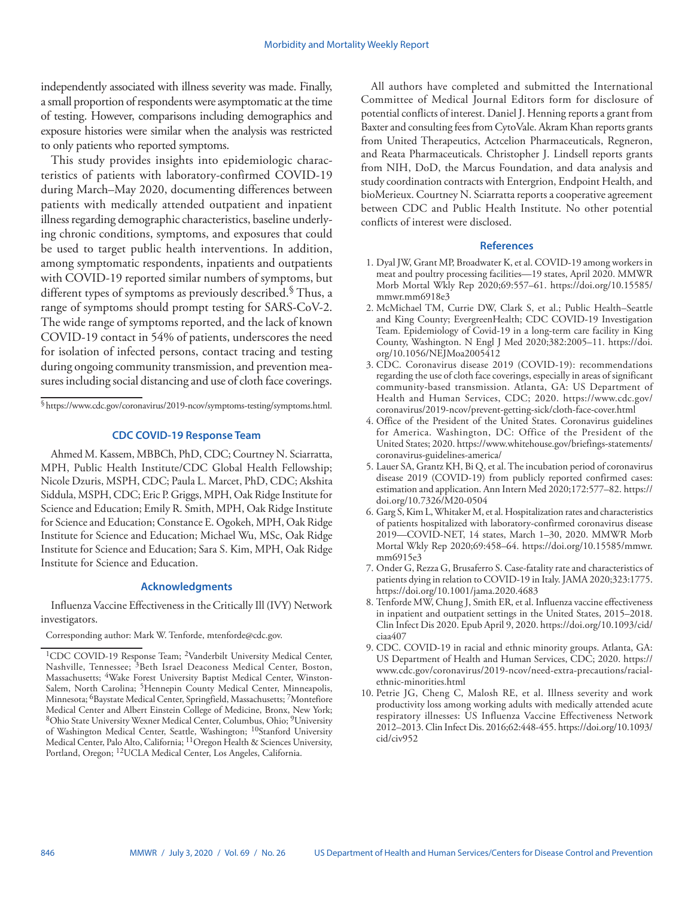independently associated with illness severity was made. Finally, a small proportion of respondents were asymptomatic at the time of testing. However, comparisons including demographics and exposure histories were similar when the analysis was restricted to only patients who reported symptoms.

This study provides insights into epidemiologic characteristics of patients with laboratory-confirmed COVID-19 during March–May 2020, documenting differences between patients with medically attended outpatient and inpatient illness regarding demographic characteristics, baseline underlying chronic conditions, symptoms, and exposures that could be used to target public health interventions. In addition, among symptomatic respondents, inpatients and outpatients with COVID-19 reported similar numbers of symptoms, but different types of symptoms as previously described.[§] Thus, a range of symptoms should prompt testing for SARS-CoV-2. The wide range of symptoms reported, and the lack of known COVID-19 contact in 54% of patients, underscores the need for isolation of infected persons, contact tracing and testing during ongoing community transmission, and prevention measures including social distancing and use of cloth face coverings.

[§] https://www.cdc.gov/coronavirus/2019-ncov/symptoms-testing/symptoms.html.

### CDC COVID-19 Response Team

Ahmed M. Kassem, MBBCh, PhD, CDC; Courtney N. Sciarratta, MPH, Public Health Institute/CDC Global Health Fellowship; Nicole Dzuris, MSPH, CDC; Paula L. Marcet, PhD, CDC; Akshita Siddula, MSPH, CDC; Eric P. Griggs, MPH, Oak Ridge Institute for Science and Education; Emily R. Smith, MPH, Oak Ridge Institute for Science and Education; Constance E. Ogokeh, MPH, Oak Ridge Institute for Science and Education; Michael Wu, MSc, Oak Ridge Institute for Science and Education; Sara S. Kim, MPH, Oak Ridge Institute for Science and Education.

### Acknowledgments

Influenza Vaccine Effectiveness in the Critically Ill (IVY) Network investigators.

Corresponding author: Mark W. Tenforde, mtenforde@cdc.gov.

[1]CDC COVID-19 Response Team; [2]Vanderbilt University Medical Center, Nashville, Tennessee; [3]Beth Israel Deaconess Medical Center, Boston, Massachusetts; [4]Wake Forest University Baptist Medical Center, Winston-Salem, North Carolina; [5]Hennepin County Medical Center, Minneapolis, Minnesota; [6]Baystate Medical Center, Springfield, Massachusetts; [7]Montefiore Medical Center and Albert Einstein College of Medicine, Bronx, New York; [8]Ohio State University Wexner Medical Center, Columbus, Ohio; [9]University of Washington Medical Center, Seattle, Washington; [10]Stanford University Medical Center, Palo Alto, California; [11]Oregon Health & Sciences University, Portland, Oregon; [12]UCLA Medical Center, Los Angeles, California.

All authors have completed and submitted the International Committee of Medical Journal Editors form for disclosure of potential conflicts of interest. Daniel J. Henning reports a grant from Baxter and consulting fees from CytoVale. Akram Khan reports grants from United Therapeutics, Actcelion Pharmaceuticals, Regneron, and Reata Pharmaceuticals. Christopher J. Lindsell reports grants from NIH, DoD, the Marcus Foundation, and data analysis and study coordination contracts with Entergrion, Endpoint Health, and bioMerieux. Courtney N. Sciarratta reports a cooperative agreement between CDC and Public Health Institute. No other potential conflicts of interest were disclosed.

### References

1. Dyal JW, Grant MP, Broadwater K, et al. COVID-19 among workers in meat and poultry processing facilities—19 states, April 2020. MMWR Morb Mortal Wkly Rep 2020;69:557–61. https://doi.org/10.15585/mmwr.mm6918e3
2. McMichael TM, Currie DW, Clark S, et al.; Public Health–Seattle and King County; EvergreenHealth; CDC COVID-19 Investigation Team. Epidemiology of Covid-19 in a long-term care facility in King County, Washington. N Engl J Med 2020;382:2005–11. https://doi.org/10.1056/NEJMoa2005412
3. CDC. Coronavirus disease 2019 (COVID-19): recommendations regarding the use of cloth face coverings, especially in areas of significant community-based transmission. Atlanta, GA: US Department of Health and Human Services, CDC; 2020. https://www.cdc.gov/coronavirus/2019-ncov/prevent-getting-sick/cloth-face-cover.html
4. Office of the President of the United States. Coronavirus guidelines for America. Washington, DC: Office of the President of the United States; 2020. https://www.whitehouse.gov/briefings-statements/coronavirus-guidelines-america/
5. Lauer SA, Grantz KH, Bi Q, et al. The incubation period of coronavirus disease 2019 (COVID-19) from publicly reported confirmed cases: estimation and application. Ann Intern Med 2020;172:577–82. https://doi.org/10.7326/M20-0504
6. Garg S, Kim L, Whitaker M, et al. Hospitalization rates and characteristics of patients hospitalized with laboratory-confirmed coronavirus disease 2019—COVID-NET, 14 states, March 1–30, 2020. MMWR Morb Mortal Wkly Rep 2020;69:458–64. https://doi.org/10.15585/mmwr.mm6915e3
7. Onder G, Rezza G, Brusaferro S. Case-fatality rate and characteristics of patients dying in relation to COVID-19 in Italy. JAMA 2020;323:1775. https://doi.org/10.1001/jama.2020.4683
8. Tenforde MW, Chung J, Smith ER, et al. Influenza vaccine effectiveness in inpatient and outpatient settings in the United States, 2015–2018. Clin Infect Dis 2020. Epub April 9, 2020. https://doi.org/10.1093/cid/ciaa407
9. CDC. COVID-19 in racial and ethnic minority groups. Atlanta, GA: US Department of Health and Human Services, CDC; 2020. https://www.cdc.gov/coronavirus/2019-ncov/need-extra-precautions/racial-ethnic-minorities.html
10. Petrie JG, Cheng C, Malosh RE, et al. Illness severity and work productivity loss among working adults with medically attended acute respiratory illnesses: US Influenza Vaccine Effectiveness Network 2012–2013. Clin Infect Dis. 2016;62:448-455. https://doi.org/10.1093/cid/civ952